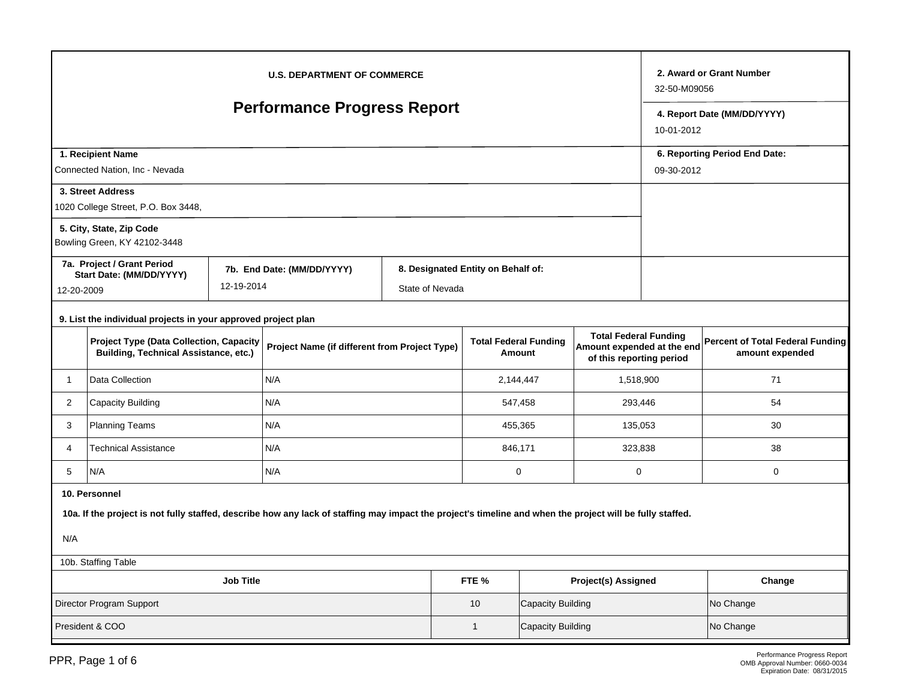**U.S. DEPARTMENT OF COMMERCE**

# Performance Progress Report

**2. Award or Grant Number**
32-50-M09056

**4. Report Date (MM/DD/YYYY)**
10-01-2012

**1. Recipient Name**
Connected Nation, Inc - Nevada

**6. Reporting Period End Date:**
09-30-2012

**3. Street Address**
1020 College Street, P.O. Box 3448,

**5. City, State, Zip Code**
Bowling Green, KY 42102-3448

| 7a. Project / Grant Period Start Date: (MM/DD/YYYY) | 7b. End Date: (MM/DD/YYYY) | 8. Designated Entity on Behalf of: |
|---|---|---|
| 12-20-2009 | 12-19-2014 | State of Nevada |

**9. List the individual projects in your approved project plan**

| | Project Type (Data Collection, Capacity Building, Technical Assistance, etc.) | Project Name (if different from Project Type) | Total Federal Funding Amount | Total Federal Funding Amount expended at the end of this reporting period | Percent of Total Federal Funding amount expended |
|---|---|---|---|---|---|
| 1 | Data Collection | N/A | 2,144,447 | 1,518,900 | 71 |
| 2 | Capacity Building | N/A | 547,458 | 293,446 | 54 |
| 3 | Planning Teams | N/A | 455,365 | 135,053 | 30 |
| 4 | Technical Assistance | N/A | 846,171 | 323,838 | 38 |
| 5 | N/A | N/A | 0 | 0 | 0 |

**10. Personnel**

**10a. If the project is not fully staffed, describe how any lack of staffing may impact the project's timeline and when the project will be fully staffed.**

N/A

10b. Staffing Table

| Job Title | FTE % | Project(s) Assigned | Change |
|---|---|---|---|
| Director Program Support | 10 | Capacity Building | No Change |
| President & COO | 1 | Capacity Building | No Change |

Performance Progress Report
OMB Approval Number: 0660-0034
Expiration Date: 08/31/2015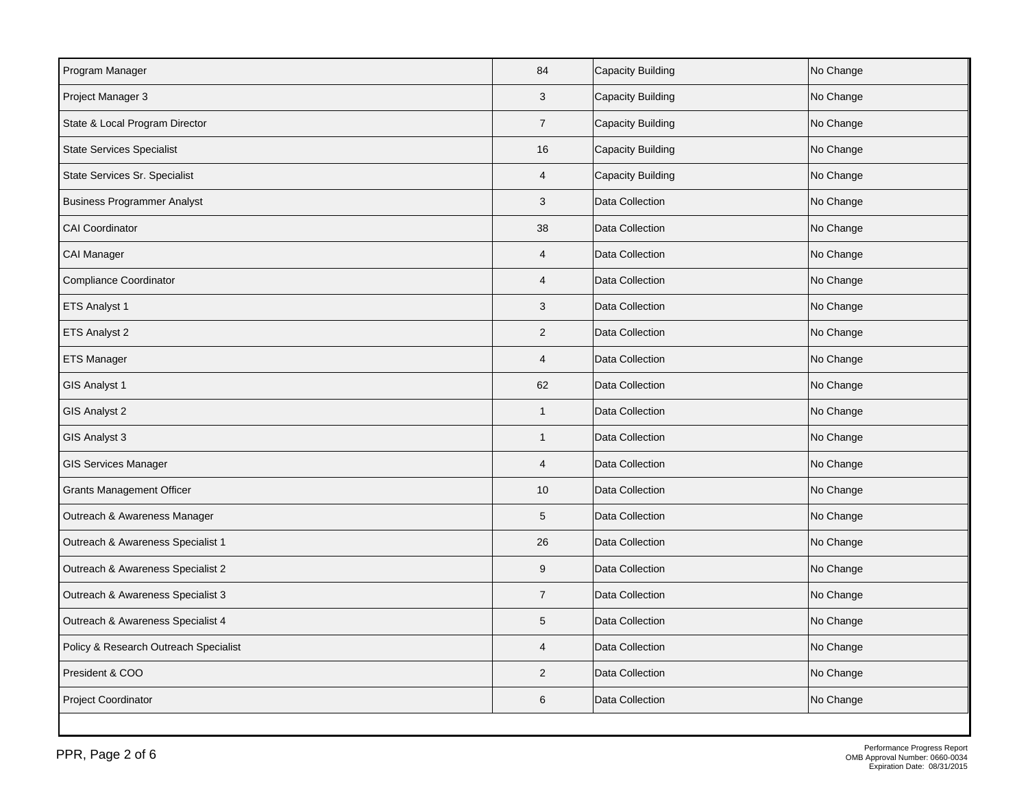| | | | |
|---|---|---|---|
| Program Manager | 84 | Capacity Building | No Change |
| Project Manager 3 | 3 | Capacity Building | No Change |
| State & Local Program Director | 7 | Capacity Building | No Change |
| State Services Specialist | 16 | Capacity Building | No Change |
| State Services Sr. Specialist | 4 | Capacity Building | No Change |
| Business Programmer Analyst | 3 | Data Collection | No Change |
| CAI Coordinator | 38 | Data Collection | No Change |
| CAI Manager | 4 | Data Collection | No Change |
| Compliance Coordinator | 4 | Data Collection | No Change |
| ETS Analyst 1 | 3 | Data Collection | No Change |
| ETS Analyst 2 | 2 | Data Collection | No Change |
| ETS Manager | 4 | Data Collection | No Change |
| GIS Analyst 1 | 62 | Data Collection | No Change |
| GIS Analyst 2 | 1 | Data Collection | No Change |
| GIS Analyst 3 | 1 | Data Collection | No Change |
| GIS Services Manager | 4 | Data Collection | No Change |
| Grants Management Officer | 10 | Data Collection | No Change |
| Outreach & Awareness Manager | 5 | Data Collection | No Change |
| Outreach & Awareness Specialist 1 | 26 | Data Collection | No Change |
| Outreach & Awareness Specialist 2 | 9 | Data Collection | No Change |
| Outreach & Awareness Specialist 3 | 7 | Data Collection | No Change |
| Outreach & Awareness Specialist 4 | 5 | Data Collection | No Change |
| Policy & Research Outreach Specialist | 4 | Data Collection | No Change |
| President & COO | 2 | Data Collection | No Change |
| Project Coordinator | 6 | Data Collection | No Change |

Performance Progress Report
OMB Approval Number: 0660-0034
Expiration Date: 08/31/2015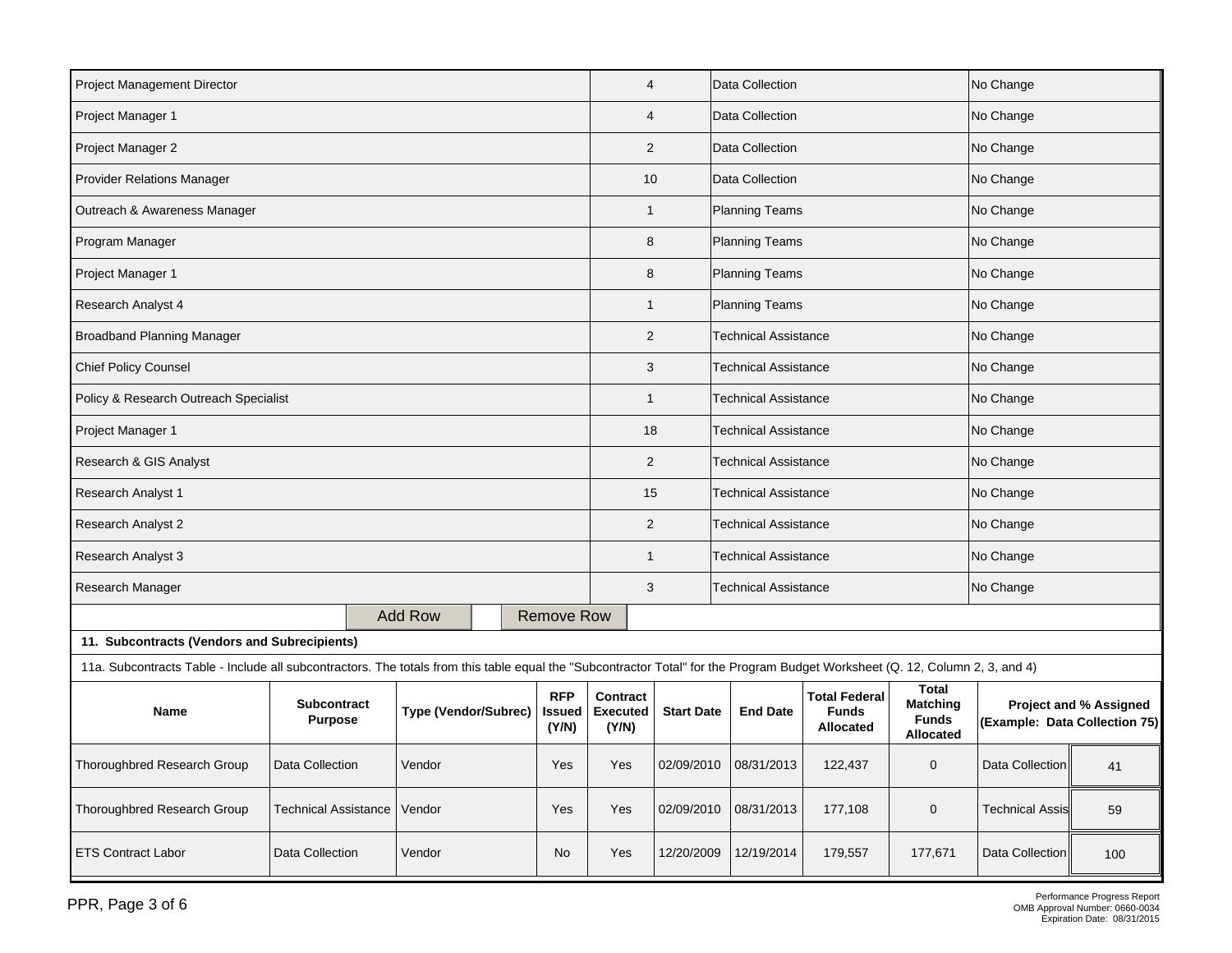| | | | |
|---|---|---|---|
| Project Management Director | 4 | Data Collection | No Change |
| Project Manager 1 | 4 | Data Collection | No Change |
| Project Manager 2 | 2 | Data Collection | No Change |
| Provider Relations Manager | 10 | Data Collection | No Change |
| Outreach & Awareness Manager | 1 | Planning Teams | No Change |
| Program Manager | 8 | Planning Teams | No Change |
| Project Manager 1 | 8 | Planning Teams | No Change |
| Research Analyst 4 | 1 | Planning Teams | No Change |
| Broadband Planning Manager | 2 | Technical Assistance | No Change |
| Chief Policy Counsel | 3 | Technical Assistance | No Change |
| Policy & Research Outreach Specialist | 1 | Technical Assistance | No Change |
| Project Manager 1 | 18 | Technical Assistance | No Change |
| Research & GIS Analyst | 2 | Technical Assistance | No Change |
| Research Analyst 1 | 15 | Technical Assistance | No Change |
| Research Analyst 2 | 2 | Technical Assistance | No Change |
| Research Analyst 3 | 1 | Technical Assistance | No Change |
| Research Manager | 3 | Technical Assistance | No Change |

Add Row | Remove Row

**11. Subcontracts (Vendors and Subrecipients)**

11a. Subcontracts Table - Include all subcontractors. The totals from this table equal the "Subcontractor Total" for the Program Budget Worksheet (Q. 12, Column 2, 3, and 4)

| Name | Subcontract Purpose | Type (Vendor/Subrec) | RFP Issued (Y/N) | Contract Executed (Y/N) | Start Date | End Date | Total Federal Funds Allocated | Total Matching Funds Allocated | Project and % Assigned (Example: Data Collection 75) | |
|---|---|---|---|---|---|---|---|---|---|---|
| Thoroughbred Research Group | Data Collection | Vendor | Yes | Yes | 02/09/2010 | 08/31/2013 | 122,437 | 0 | Data Collection | 41 |
| Thoroughbred Research Group | Technical Assistance | Vendor | Yes | Yes | 02/09/2010 | 08/31/2013 | 177,108 | 0 | Technical Assis | 59 |
| ETS Contract Labor | Data Collection | Vendor | No | Yes | 12/20/2009 | 12/19/2014 | 179,557 | 177,671 | Data Collection | 100 |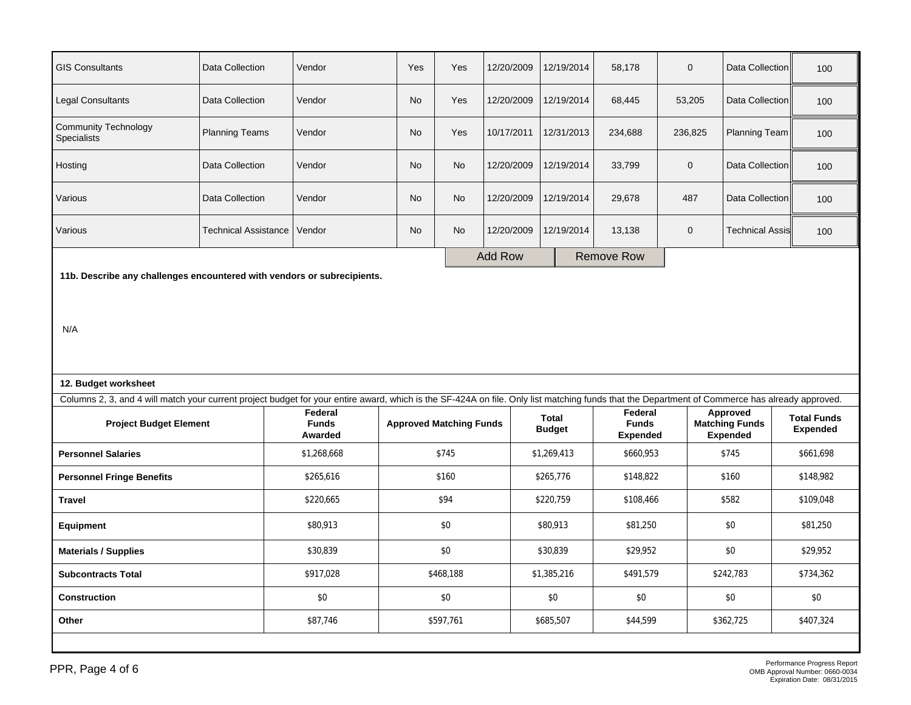| GIS Consultants | Data Collection | Vendor | Yes | Yes | 12/20/2009 | 12/19/2014 | 58,178 | 0 | Data Collection | 100 |
|---|---|---|---|---|---|---|---|---|---|---|
| Legal Consultants | Data Collection | Vendor | No | Yes | 12/20/2009 | 12/19/2014 | 68,445 | 53,205 | Data Collection | 100 |
| Community Technology Specialists | Planning Teams | Vendor | No | Yes | 10/17/2011 | 12/31/2013 | 234,688 | 236,825 | Planning Team | 100 |
| Hosting | Data Collection | Vendor | No | No | 12/20/2009 | 12/19/2014 | 33,799 | 0 | Data Collection | 100 |
| Various | Data Collection | Vendor | No | No | 12/20/2009 | 12/19/2014 | 29,678 | 487 | Data Collection | 100 |
| Various | Technical Assistance | Vendor | No | No | 12/20/2009 | 12/19/2014 | 13,138 | 0 | Technical Assis | 100 |

Add Row Remove Row

**11b. Describe any challenges encountered with vendors or subrecipients.**

N/A

**12. Budget worksheet**

Columns 2, 3, and 4 will match your current project budget for your entire award, which is the SF-424A on file. Only list matching funds that the Department of Commerce has already approved.

| Project Budget Element | Federal Funds Awarded | Approved Matching Funds | Total Budget | Federal Funds Expended | Approved Matching Funds Expended | Total Funds Expended |
|---|---|---|---|---|---|---|
| **Personnel Salaries** | $1,268,668 | $745 | $1,269,413 | $660,953 | $745 | $661,698 |
| **Personnel Fringe Benefits** | $265,616 | $160 | $265,776 | $148,822 | $160 | $148,982 |
| **Travel** | $220,665 | $94 | $220,759 | $108,466 | $582 | $109,048 |
| **Equipment** | $80,913 | $0 | $80,913 | $81,250 | $0 | $81,250 |
| **Materials / Supplies** | $30,839 | $0 | $30,839 | $29,952 | $0 | $29,952 |
| **Subcontracts Total** | $917,028 | $468,188 | $1,385,216 | $491,579 | $242,783 | $734,362 |
| **Construction** | $0 | $0 | $0 | $0 | $0 | $0 |
| **Other** | $87,746 | $597,761 | $685,507 | $44,599 | $362,725 | $407,324 |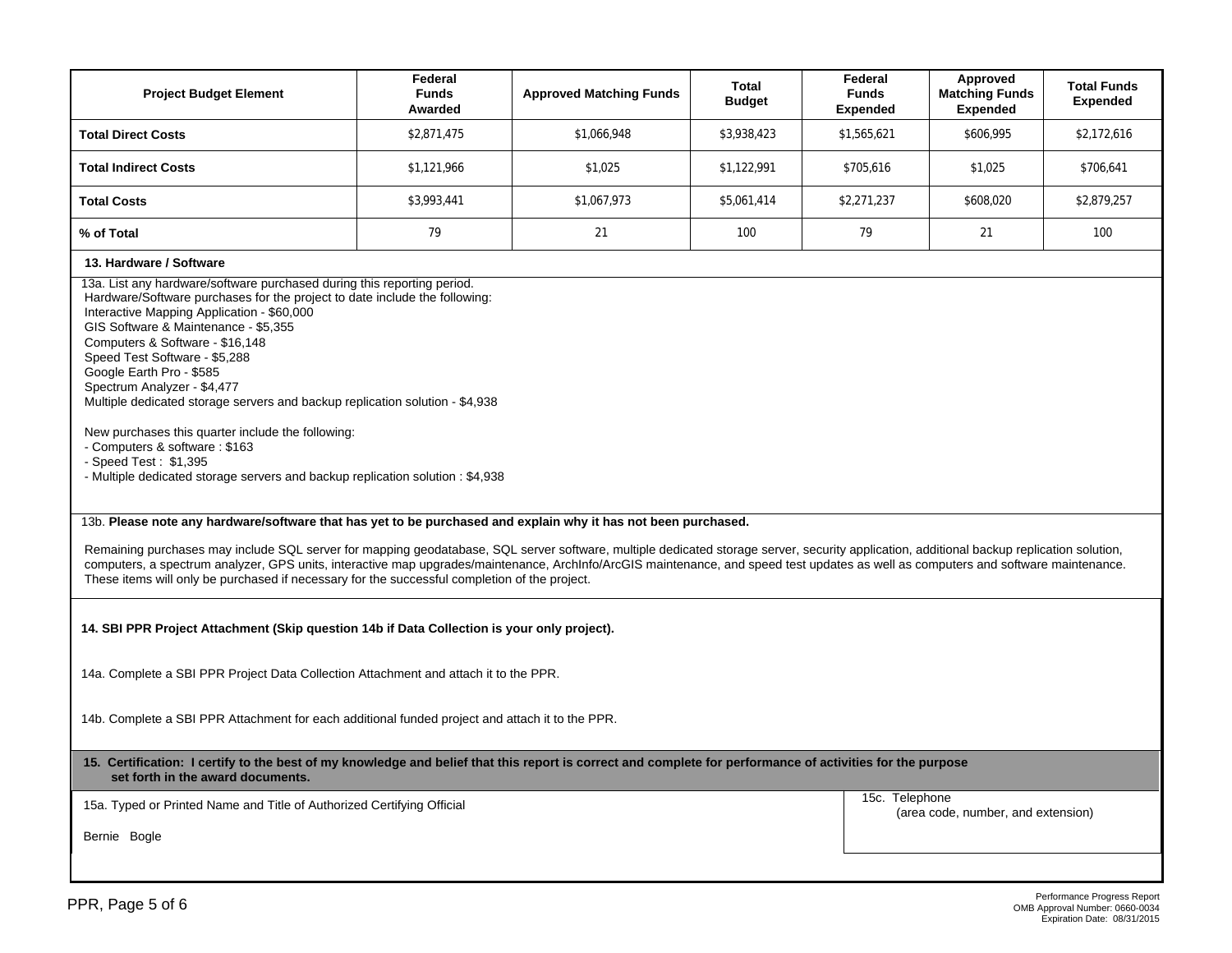| Project Budget Element | Federal Funds Awarded | Approved Matching Funds | Total Budget | Federal Funds Expended | Approved Matching Funds Expended | Total Funds Expended |
|---|---|---|---|---|---|---|
| **Total Direct Costs** | $2,871,475 | $1,066,948 | $3,938,423 | $1,565,621 | $606,995 | $2,172,616 |
| **Total Indirect Costs** | $1,121,966 | $1,025 | $1,122,991 | $705,616 | $1,025 | $706,641 |
| **Total Costs** | $3,993,441 | $1,067,973 | $5,061,414 | $2,271,237 | $608,020 | $2,879,257 |
| **% of Total** | 79 | 21 | 100 | 79 | 21 | 100 |

**13. Hardware / Software**

13a. List any hardware/software purchased during this reporting period.

Hardware/Software purchases for the project to date include the following:

Interactive Mapping Application - $60,000
GIS Software & Maintenance - $5,355
Computers & Software - $16,148
Speed Test Software - $5,288
Google Earth Pro - $585
Spectrum Analyzer - $4,477
Multiple dedicated storage servers and backup replication solution - $4,938

New purchases this quarter include the following:

- Computers & software : $163
- Speed Test : $1,395
- Multiple dedicated storage servers and backup replication solution : $4,938

13b. **Please note any hardware/software that has yet to be purchased and explain why it has not been purchased.**

Remaining purchases may include SQL server for mapping geodatabase, SQL server software, multiple dedicated storage server, security application, additional backup replication solution, computers, a spectrum analyzer, GPS units, interactive map upgrades/maintenance, ArchInfo/ArcGIS maintenance, and speed test updates as well as computers and software maintenance. These items will only be purchased if necessary for the successful completion of the project.

**14. SBI PPR Project Attachment (Skip question 14b if Data Collection is your only project).**

14a. Complete a SBI PPR Project Data Collection Attachment and attach it to the PPR.

14b. Complete a SBI PPR Attachment for each additional funded project and attach it to the PPR.

**15. Certification: I certify to the best of my knowledge and belief that this report is correct and complete for performance of activities for the purpose set forth in the award documents.**

15a. Typed or Printed Name and Title of Authorized Certifying Official

Bernie Bogle

15c. Telephone (area code, number, and extension)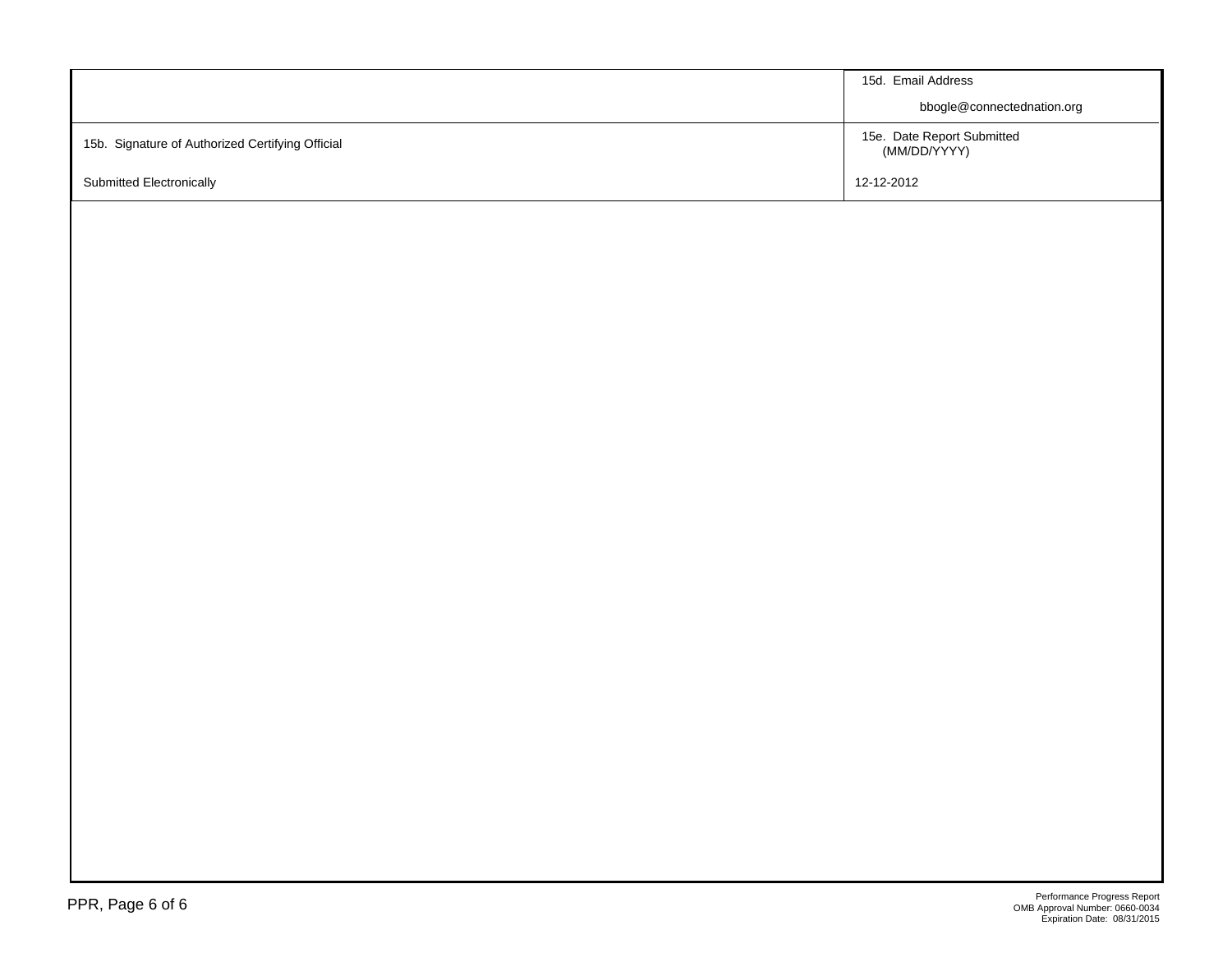| | |
|---|---|
| | 15d. Email Address<br><br>bbogle@connectednation.org |
| 15b. Signature of Authorized Certifying Official<br><br>Submitted Electronically | 15e. Date Report Submitted (MM/DD/YYYY)<br><br>12-12-2012 |

Performance Progress Report
OMB Approval Number: 0660-0034
Expiration Date: 08/31/2015